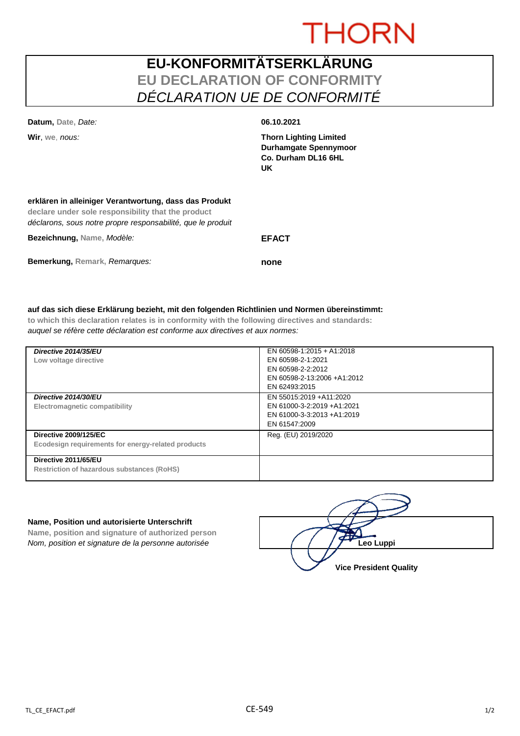THORN

# EU-KONFORMITÄTSERKLÄRUNG
## EU DECLARATION OF CONFORMITY
## *DÉCLARATION UE DE CONFORMITÉ*

**Datum,** Date, *Date:* **06.10.2021**

**Wir**, we, *nous:*

**Thorn Lighting Limited**
**Durhamgate Spennymoor**
**Co. Durham DL16 6HL**
**UK**

**erklären in alleiniger Verantwortung, dass das Produkt**
**declare under sole responsibility that the product**
*déclarons, sous notre propre responsabilité, que le produit*

**Bezeichnung,** Name, *Modèle:* **EFACT**

**Bemerkung,** Remark, *Remarques:* **none**

**auf das sich diese Erklärung bezieht, mit den folgenden Richtlinien und Normen übereinstimmt:**
**to which this declaration relates is in conformity with the following directives and standards:**
*auquel se réfère cette déclaration est conforme aux directives et aux normes:*

| Directive | Standards |
|---|---|
| ***Directive 2014/35/EU***<br>**Low voltage directive** | EN 60598-1:2015 + A1:2018<br>EN 60598-2-1:2021<br>EN 60598-2-2:2012<br>EN 60598-2-13:2006 +A1:2012<br>EN 62493:2015 |
| ***Directive 2014/30/EU***<br>**Electromagnetic compatibility** | EN 55015:2019 +A11:2020<br>EN 61000-3-2:2019 +A1:2021<br>EN 61000-3-3:2013 +A1:2019<br>EN 61547:2009 |
| **Directive 2009/125/EC**<br>**Ecodesign requirements for energy-related products** | Reg. (EU) 2019/2020 |
| **Directive 2011/65/EU**<br>**Restriction of hazardous substances (RoHS)** | |

**Name, Position und autorisierte Unterschrift**
**Name, position and signature of authorized person**
*Nom, position et signature de la personne autorisée*

**Leo Luppi**
**Vice President Quality**

TL_CE_EFACT.pdf CE-549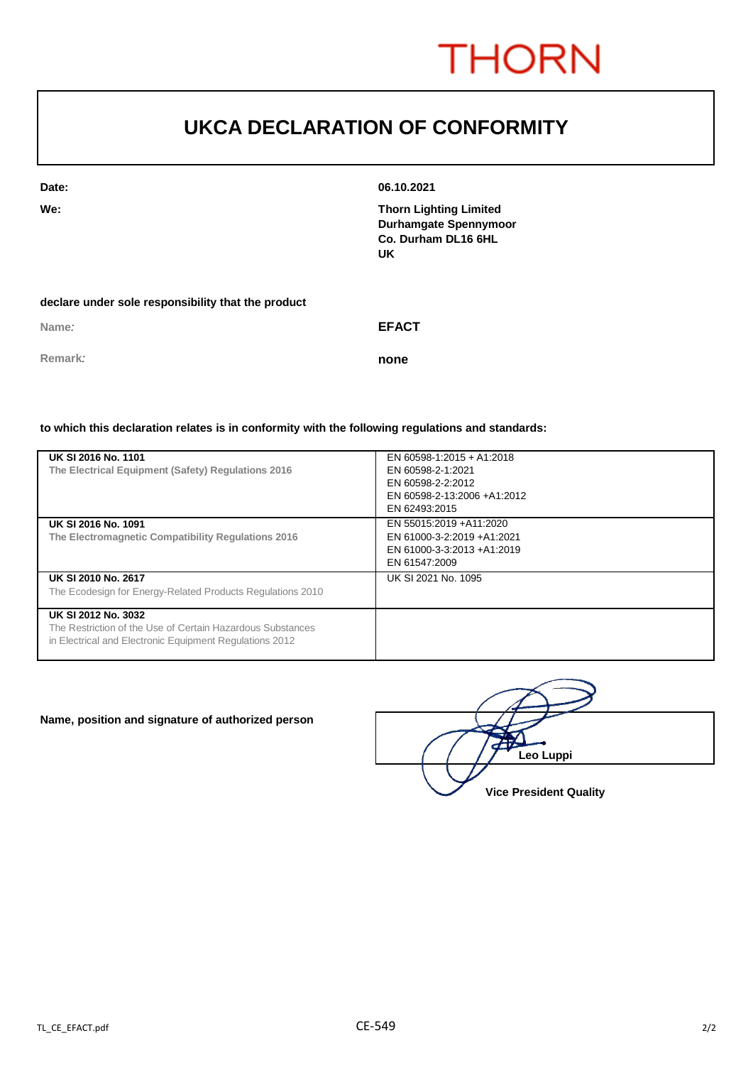THORN

# UKCA DECLARATION OF CONFORMITY

| | |
|---|---|
| **Date:** | **06.10.2021** |
| **We:** | **Thorn Lighting Limited**<br>**Durhamgate Spennymoor**<br>**Co. Durham DL16 6HL**<br>**UK** |

**declare under sole responsibility that the product**

| | |
|---|---|
| **Name:** | **EFACT** |
| **Remark:** | **none** |

**to which this declaration relates is in conformity with the following regulations and standards:**

| | |
|---|---|
| **UK SI 2016 No. 1101**<br>**The Electrical Equipment (Safety) Regulations 2016** | EN 60598-1:2015 + A1:2018<br>EN 60598-2-1:2021<br>EN 60598-2-2:2012<br>EN 60598-2-13:2006 +A1:2012<br>EN 62493:2015 |
| **UK SI 2016 No. 1091**<br>**The Electromagnetic Compatibility Regulations 2016** | EN 55015:2019 +A11:2020<br>EN 61000-3-2:2019 +A1:2021<br>EN 61000-3-3:2013 +A1:2019<br>EN 61547:2009 |
| **UK SI 2010 No. 2617**<br>The Ecodesign for Energy-Related Products Regulations 2010 | UK SI 2021 No. 1095 |
| **UK SI 2012 No. 3032**<br>The Restriction of the Use of Certain Hazardous Substances in Electrical and Electronic Equipment Regulations 2012 | |

**Name, position and signature of authorized person**

**Leo Luppi**

**Vice President Quality**

TL_CE_EFACT.pdf

CE-549